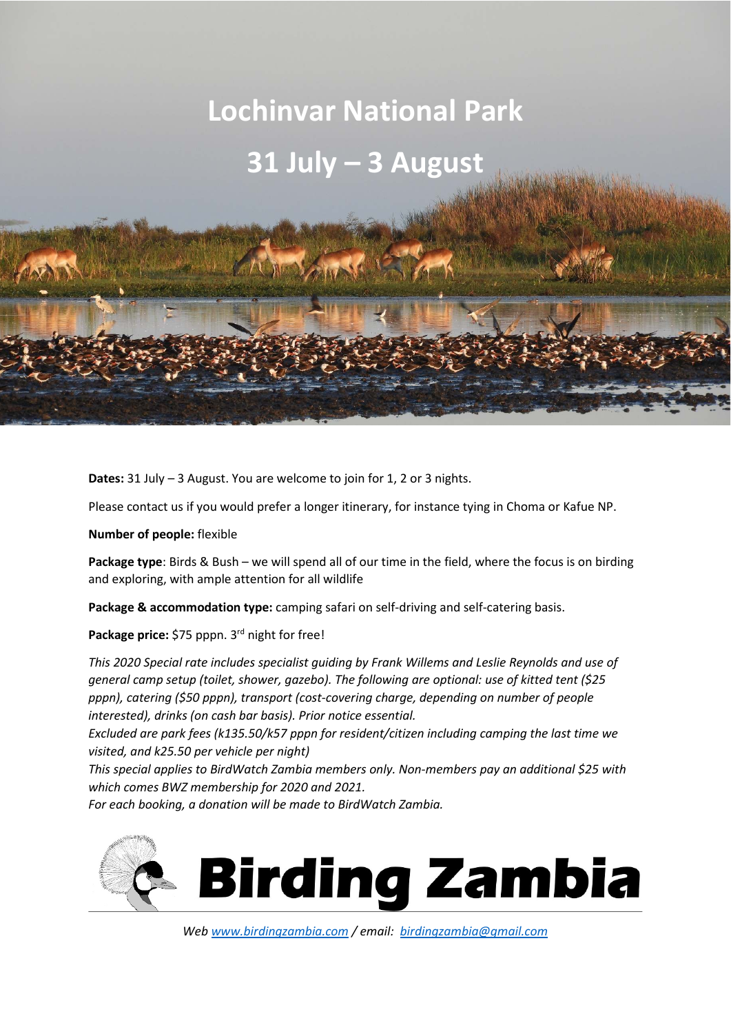# Lochinvar National Park

## 31 July – 3 August

**Dates:** 31 July – 3 August. You are welcome to join for 1, 2 or 3 nights.

Please contact us if you would prefer a longer itinerary, for instance tying in Choma or Kafue NP.

**Number of people:** flexible

**Package type**: Birds & Bush – we will spend all of our time in the field, where the focus is on birding and exploring, with ample attention for all wildlife

**Package & accommodation type:** camping safari on self-driving and self-catering basis.

**Package price:** $75 pppn. 3rd night for free!

*This 2020 Special rate includes specialist guiding by Frank Willems and Leslie Reynolds and use of general camp setup (toilet, shower, gazebo). The following are optional: use of kitted tent ($25 pppn), catering ($50 pppn), transport (cost-covering charge, depending on number of people interested), drinks (on cash bar basis). Prior notice essential.*

*Excluded are park fees (k135.50/k57 pppn for resident/citizen including camping the last time we visited, and k25.50 per vehicle per night)*

*This special applies to BirdWatch Zambia members only. Non-members pay an additional $25 with which comes BWZ membership for 2020 and 2021.*

*For each booking, a donation will be made to BirdWatch Zambia.*

**Birding Zambia**

*Web www.birdingzambia.com / email: birdingzambia@gmail.com*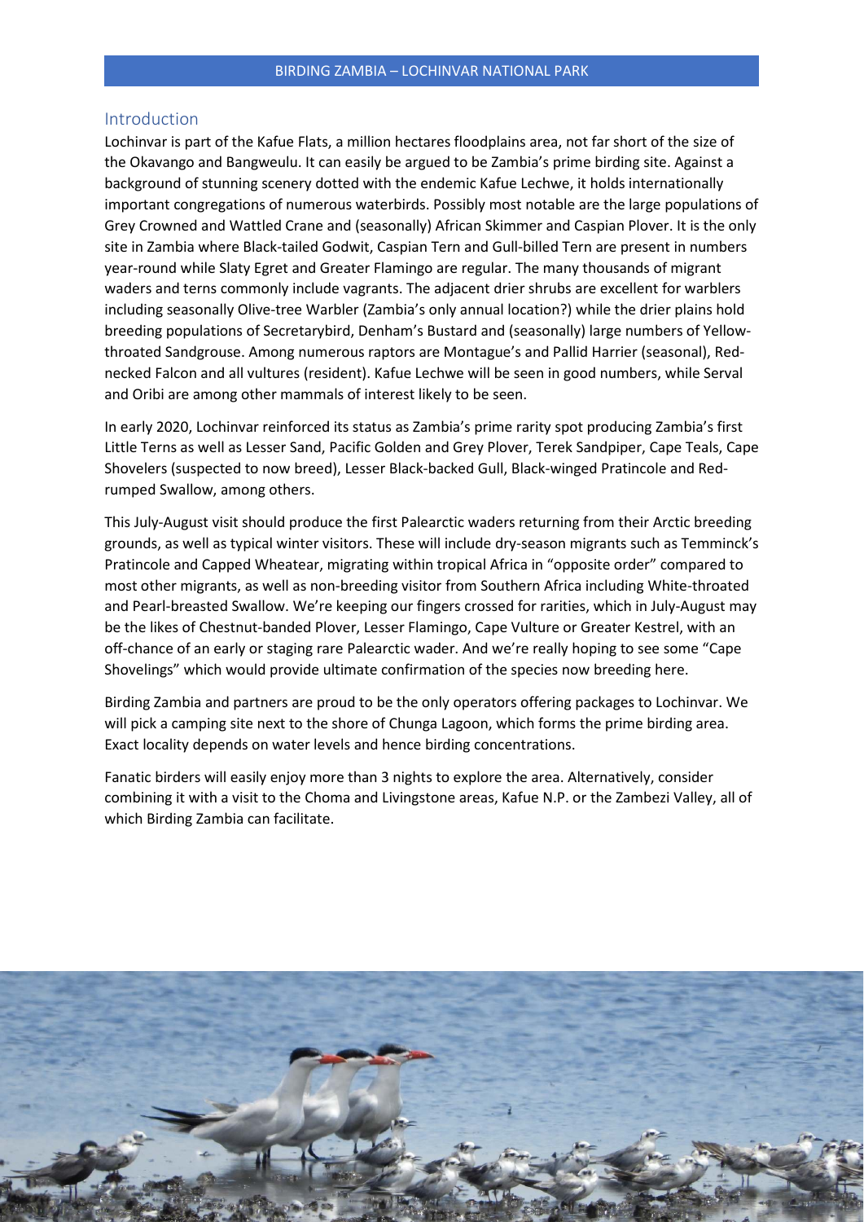## Introduction

Lochinvar is part of the Kafue Flats, a million hectares floodplains area, not far short of the size of the Okavango and Bangweulu. It can easily be argued to be Zambia's prime birding site. Against a background of stunning scenery dotted with the endemic Kafue Lechwe, it holds internationally important congregations of numerous waterbirds. Possibly most notable are the large populations of Grey Crowned and Wattled Crane and (seasonally) African Skimmer and Caspian Plover. It is the only site in Zambia where Black-tailed Godwit, Caspian Tern and Gull-billed Tern are present in numbers year-round while Slaty Egret and Greater Flamingo are regular. The many thousands of migrant waders and terns commonly include vagrants. The adjacent drier shrubs are excellent for warblers including seasonally Olive-tree Warbler (Zambia's only annual location?) while the drier plains hold breeding populations of Secretarybird, Denham's Bustard and (seasonally) large numbers of Yellow-throated Sandgrouse. Among numerous raptors are Montague's and Pallid Harrier (seasonal), Red-necked Falcon and all vultures (resident). Kafue Lechwe will be seen in good numbers, while Serval and Oribi are among other mammals of interest likely to be seen.

In early 2020, Lochinvar reinforced its status as Zambia's prime rarity spot producing Zambia's first Little Terns as well as Lesser Sand, Pacific Golden and Grey Plover, Terek Sandpiper, Cape Teals, Cape Shovelers (suspected to now breed), Lesser Black-backed Gull, Black-winged Pratincole and Red-rumped Swallow, among others.

This July-August visit should produce the first Palearctic waders returning from their Arctic breeding grounds, as well as typical winter visitors. These will include dry-season migrants such as Temminck's Pratincole and Capped Wheatear, migrating within tropical Africa in "opposite order" compared to most other migrants, as well as non-breeding visitor from Southern Africa including White-throated and Pearl-breasted Swallow. We're keeping our fingers crossed for rarities, which in July-August may be the likes of Chestnut-banded Plover, Lesser Flamingo, Cape Vulture or Greater Kestrel, with an off-chance of an early or staging rare Palearctic wader. And we're really hoping to see some "Cape Shovelings" which would provide ultimate confirmation of the species now breeding here.

Birding Zambia and partners are proud to be the only operators offering packages to Lochinvar. We will pick a camping site next to the shore of Chunga Lagoon, which forms the prime birding area. Exact locality depends on water levels and hence birding concentrations.

Fanatic birders will easily enjoy more than 3 nights to explore the area. Alternatively, consider combining it with a visit to the Choma and Livingstone areas, Kafue N.P. or the Zambezi Valley, all of which Birding Zambia can facilitate.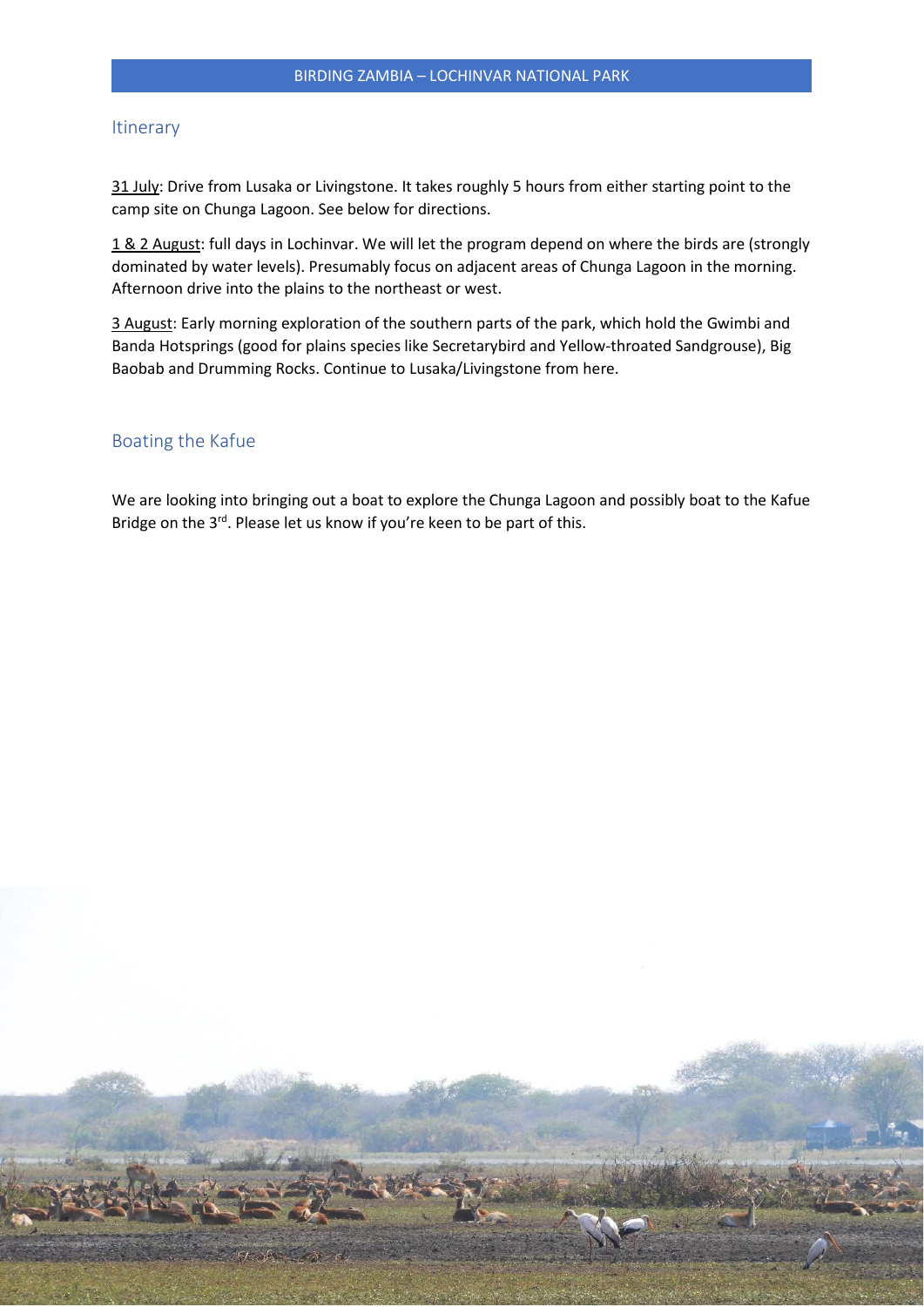## Itinerary

31 July: Drive from Lusaka or Livingstone. It takes roughly 5 hours from either starting point to the camp site on Chunga Lagoon. See below for directions.

1 & 2 August: full days in Lochinvar. We will let the program depend on where the birds are (strongly dominated by water levels). Presumably focus on adjacent areas of Chunga Lagoon in the morning. Afternoon drive into the plains to the northeast or west.

3 August: Early morning exploration of the southern parts of the park, which hold the Gwimbi and Banda Hotsprings (good for plains species like Secretarybird and Yellow-throated Sandgrouse), Big Baobab and Drumming Rocks. Continue to Lusaka/Livingstone from here.

## Boating the Kafue

We are looking into bringing out a boat to explore the Chunga Lagoon and possibly boat to the Kafue Bridge on the 3rd. Please let us know if you're keen to be part of this.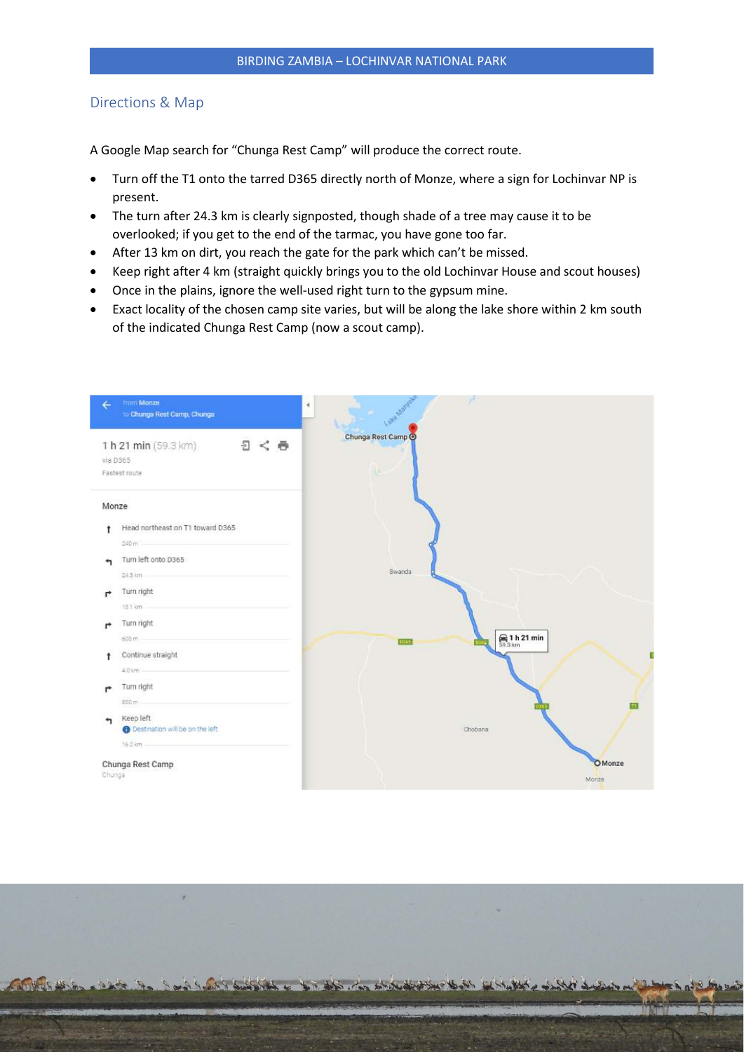## Directions & Map

A Google Map search for "Chunga Rest Camp" will produce the correct route.

- Turn off the T1 onto the tarred D365 directly north of Monze, where a sign for Lochinvar NP is present.
- The turn after 24.3 km is clearly signposted, though shade of a tree may cause it to be overlooked; if you get to the end of the tarmac, you have gone too far.
- After 13 km on dirt, you reach the gate for the park which can't be missed.
- Keep right after 4 km (straight quickly brings you to the old Lochinvar House and scout houses)
- Once in the plains, ignore the well-used right turn to the gypsum mine.
- Exact locality of the chosen camp site varies, but will be along the lake shore within 2 km south of the indicated Chunga Rest Camp (now a scout camp).